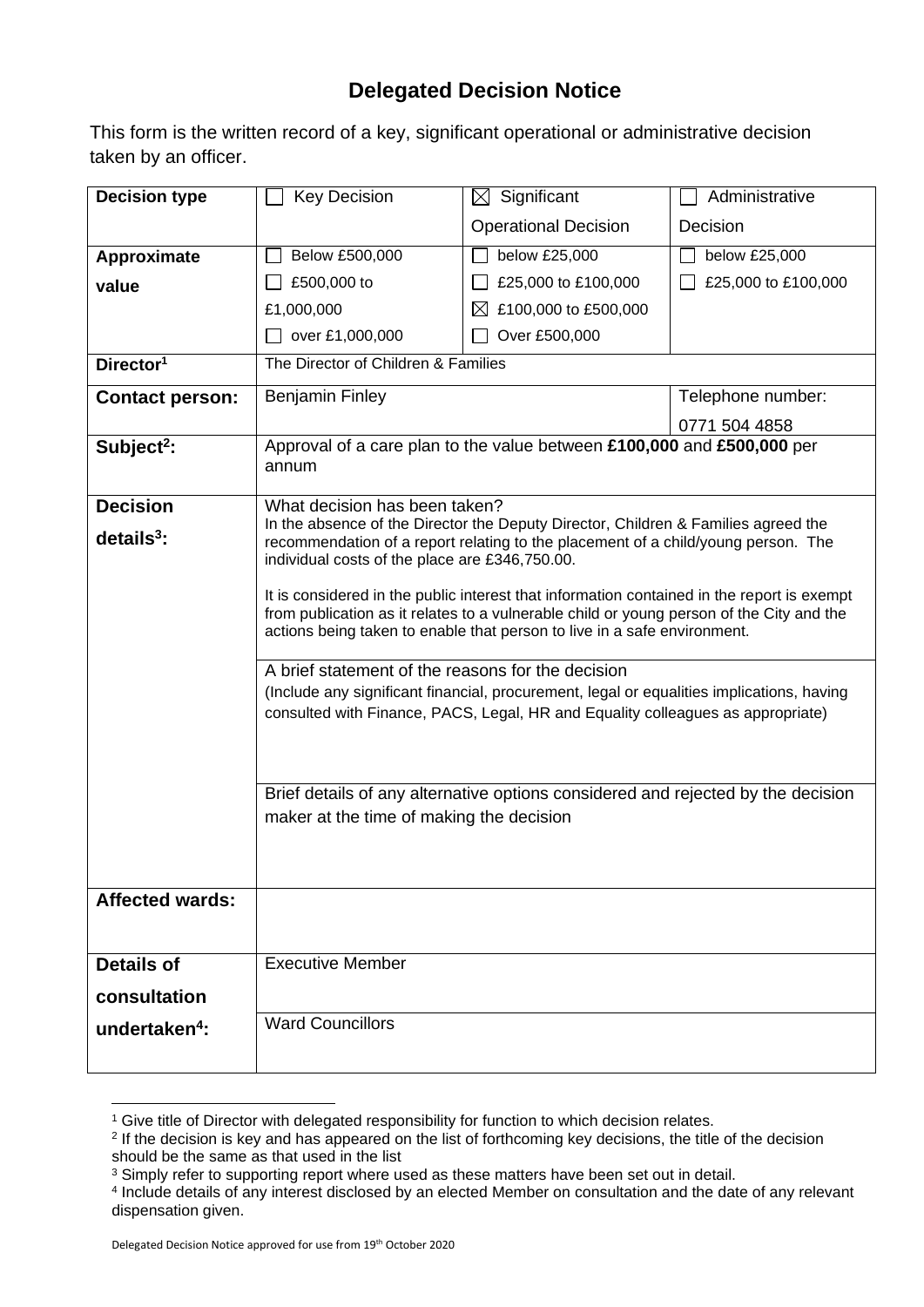# Delegated Decision Notice

This form is the written record of a key, significant operational or administrative decision taken by an officer.

| **Decision type** | ☐ Key Decision | ☒ Significant Operational Decision | ☐ Administrative Decision |
|---|---|---|---|
| **Approximate value** | ☐ Below £500,000<br>☐ £500,000 to £1,000,000<br>☐ over £1,000,000 | ☐ below £25,000<br>☐ £25,000 to £100,000<br>☒ £100,000 to £500,000<br>☐ Over £500,000 | ☐ below £25,000<br>☐ £25,000 to £100,000 |
| **Director[1]** | The Director of Children & Families | | |
| **Contact person:** | Benjamin Finley | | Telephone number:<br>0771 504 4858 |
| **Subject[2]:** | Approval of a care plan to the value between **£100,000** and **£500,000** per annum | | |
| **Decision details[3]:** | What decision has been taken?<br>In the absence of the Director the Deputy Director, Children & Families agreed the recommendation of a report relating to the placement of a child/young person. The individual costs of the place are £346,750.00.<br><br>It is considered in the public interest that information contained in the report is exempt from publication as it relates to a vulnerable child or young person of the City and the actions being taken to enable that person to live in a safe environment. | | |
| | A brief statement of the reasons for the decision<br>(Include any significant financial, procurement, legal or equalities implications, having consulted with Finance, PACS, Legal, HR and Equality colleagues as appropriate) | | |
| | Brief details of any alternative options considered and rejected by the decision maker at the time of making the decision | | |
| **Affected wards:** | | | |
| **Details of consultation undertaken[4]:** | Executive Member | | |
| | Ward Councillors | | |

[1] Give title of Director with delegated responsibility for function to which decision relates.
[2] If the decision is key and has appeared on the list of forthcoming key decisions, the title of the decision should be the same as that used in the list
[3] Simply refer to supporting report where used as these matters have been set out in detail.
[4] Include details of any interest disclosed by an elected Member on consultation and the date of any relevant dispensation given.

Delegated Decision Notice approved for use from 19th October 2020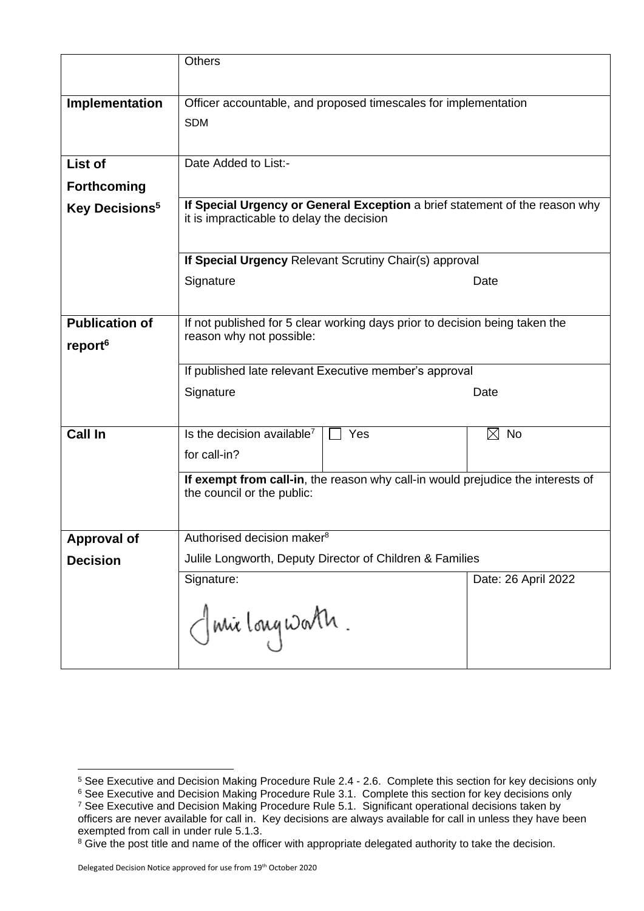| | | | |
|---|---|---|---|
| | Others | | |
| **Implementation** | Officer accountable, and proposed timescales for implementation<br>SDM | | |
| **List of Forthcoming Key Decisions**[5] | Date Added to List:- | | |
| | **If Special Urgency or General Exception** a brief statement of the reason why it is impracticable to delay the decision | | |
| | **If Special Urgency** Relevant Scrutiny Chair(s) approval<br>Signature | | Date |
| **Publication of report**[6] | If not published for 5 clear working days prior to decision being taken the reason why not possible: | | |
| | If published late relevant Executive member's approval<br>Signature | | Date |
| **Call In** | Is the decision available[7] for call-in? | ☐ Yes | ☒ No |
| | **If exempt from call-in**, the reason why call-in would prejudice the interests of the council or the public: | | |
| **Approval of Decision** | Authorised decision maker[8]<br>Julile Longworth, Deputy Director of Children & Families | | |
| | Signature:<br>Julie Longworth. | | Date: 26 April 2022 |

[5] See Executive and Decision Making Procedure Rule 2.4 - 2.6. Complete this section for key decisions only
[6] See Executive and Decision Making Procedure Rule 3.1. Complete this section for key decisions only
[7] See Executive and Decision Making Procedure Rule 5.1. Significant operational decisions taken by officers are never available for call in. Key decisions are always available for call in unless they have been exempted from call in under rule 5.1.3.
[8] Give the post title and name of the officer with appropriate delegated authority to take the decision.

Delegated Decision Notice approved for use from 19th October 2020